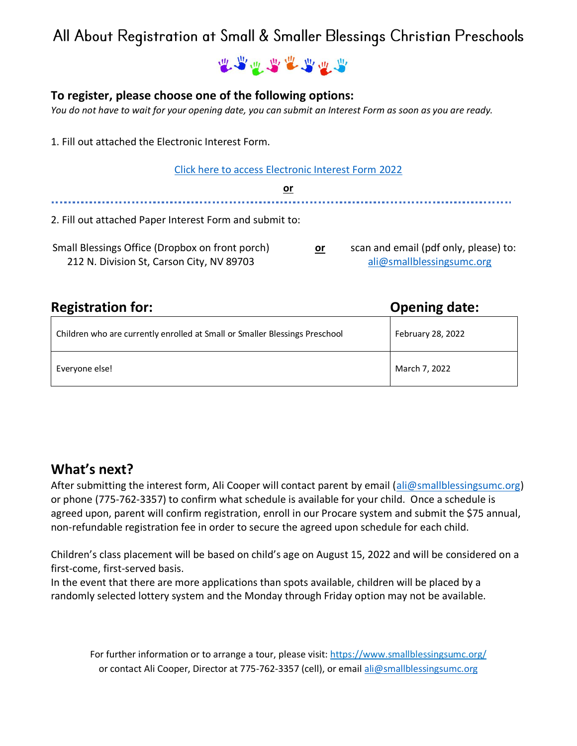# All About Registration at Small & Smaller Blessings Christian Preschools

### To register, please choose one of the following options:

*You do not have to wait for your opening date, you can submit an Interest Form as soon as you are ready.*

1. Fill out attached the Electronic Interest Form.

[Click here to access Electronic Interest Form 2022](#)

**or**

2. Fill out attached Paper Interest Form and submit to:

Small Blessings Office (Dropbox on front porch)
212 N. Division St, Carson City, NV 89703

**or**

scan and email (pdf only, please) to:
ali@smallblessingsumc.org

| Registration for: | Opening date: |
|---|---|
| Children who are currently enrolled at Small or Smaller Blessings Preschool | February 28, 2022 |
| Everyone else! | March 7, 2022 |

## What's next?

After submitting the interest form, Ali Cooper will contact parent by email (ali@smallblessingsumc.org) or phone (775-762-3357) to confirm what schedule is available for your child. Once a schedule is agreed upon, parent will confirm registration, enroll in our Procare system and submit the $75 annual, non-refundable registration fee in order to secure the agreed upon schedule for each child.

Children's class placement will be based on child's age on August 15, 2022 and will be considered on a first-come, first-served basis.
In the event that there are more applications than spots available, children will be placed by a randomly selected lottery system and the Monday through Friday option may not be available.

For further information or to arrange a tour, please visit: https://www.smallblessingsumc.org/
or contact Ali Cooper, Director at 775-762-3357 (cell), or email ali@smallblessingsumc.org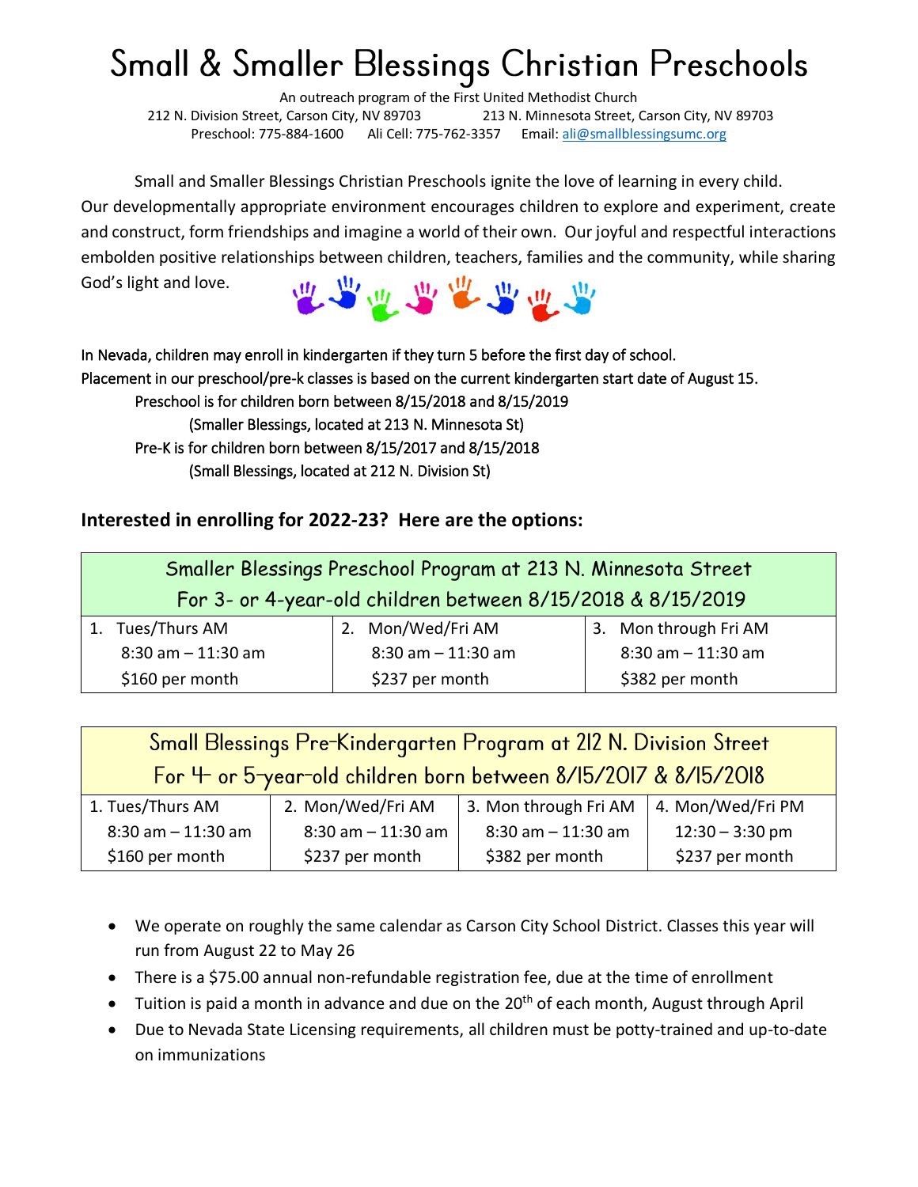# Small & Smaller Blessings Christian Preschools

An outreach program of the First United Methodist Church

212 N. Division Street, Carson City, NV 89703 213 N. Minnesota Street, Carson City, NV 89703

Preschool: 775-884-1600 Ali Cell: 775-762-3357 Email: ali@smallblessingsumc.org

Small and Smaller Blessings Christian Preschools ignite the love of learning in every child. Our developmentally appropriate environment encourages children to explore and experiment, create and construct, form friendships and imagine a world of their own. Our joyful and respectful interactions embolden positive relationships between children, teachers, families and the community, while sharing God's light and love.

In Nevada, children may enroll in kindergarten if they turn 5 before the first day of school.
Placement in our preschool/pre-k classes is based on the current kindergarten start date of August 15.

Preschool is for children born between 8/15/2018 and 8/15/2019
(Smaller Blessings, located at 213 N. Minnesota St)
Pre-K is for children born between 8/15/2017 and 8/15/2018
(Small Blessings, located at 212 N. Division St)

**Interested in enrolling for 2022-23? Here are the options:**

| Smaller Blessings Preschool Program at 213 N. Minnesota Street<br>For 3- or 4-year-old children between 8/15/2018 & 8/15/2019 | | |
|---|---|---|
| 1. Tues/Thurs AM<br>8:30 am – 11:30 am<br>$160 per month | 2. Mon/Wed/Fri AM<br>8:30 am – 11:30 am<br>$237 per month | 3. Mon through Fri AM<br>8:30 am – 11:30 am<br>$382 per month |

| Small Blessings Pre-Kindergarten Program at 212 N. Division Street<br>For 4- or 5-year-old children born between 8/15/2017 & 8/15/2018 | | | |
|---|---|---|---|
| 1. Tues/Thurs AM<br>8:30 am – 11:30 am<br>$160 per month | 2. Mon/Wed/Fri AM<br>8:30 am – 11:30 am<br>$237 per month | 3. Mon through Fri AM<br>8:30 am – 11:30 am<br>$382 per month | 4. Mon/Wed/Fri PM<br>12:30 – 3:30 pm<br>$237 per month |

- We operate on roughly the same calendar as Carson City School District. Classes this year will run from August 22 to May 26
- There is a $75.00 annual non-refundable registration fee, due at the time of enrollment
- Tuition is paid a month in advance and due on the 20th of each month, August through April
- Due to Nevada State Licensing requirements, all children must be potty-trained and up-to-date on immunizations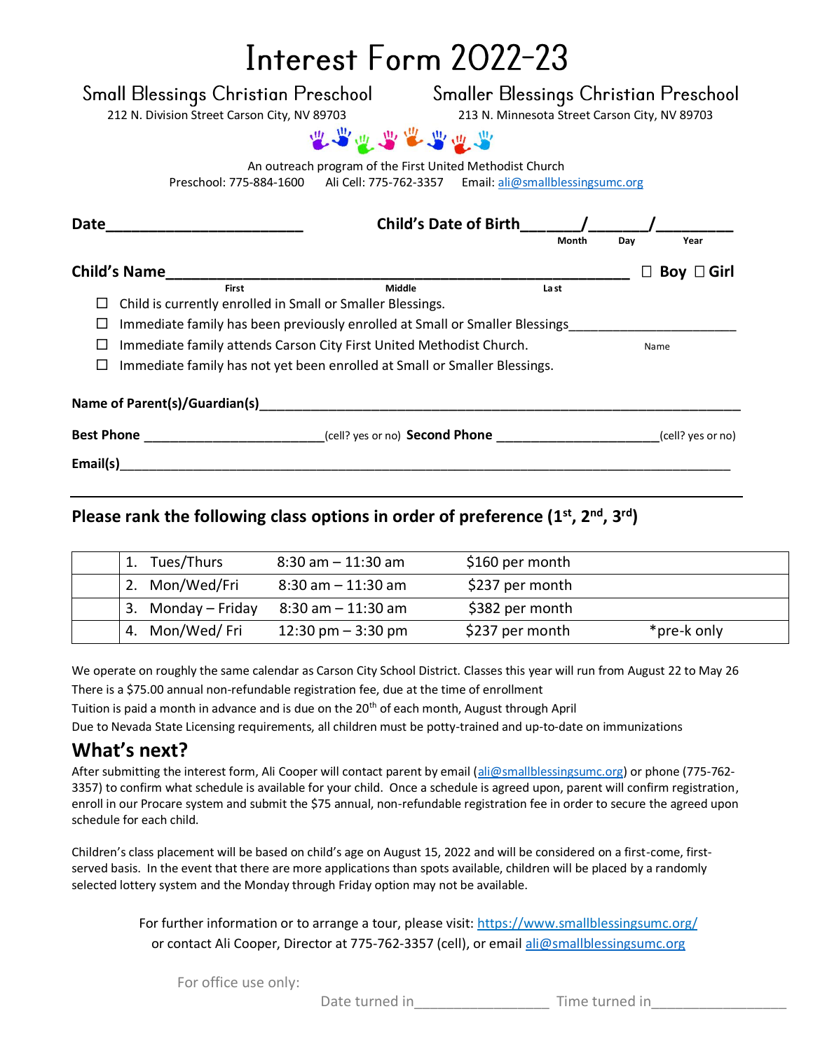# Interest Form 2022-23

**Small Blessings Christian Preschool**
212 N. Division Street Carson City, NV 89703

**Smaller Blessings Christian Preschool**
213 N. Minnesota Street Carson City, NV 89703

An outreach program of the First United Methodist Church
Preschool: 775-884-1600 Ali Cell: 775-762-3357 Email: ali@smallblessingsumc.org

**Date**________________________ **Child's Date of Birth**______/______/________
Month Day Year

**Child's Name**_______________________________________________________ ☐ **Boy** ☐ **Girl**
First Middle Last

☐ Child is currently enrolled in Small or Smaller Blessings.
☐ Immediate family has been previously enrolled at Small or Smaller Blessings______________________ Name
☐ Immediate family attends Carson City First United Methodist Church.
☐ Immediate family has not yet been enrolled at Small or Smaller Blessings.

**Name of Parent(s)/Guardian(s)**_________________________________________________________________

**Best Phone** ________________________(cell? yes or no) **Second Phone** ______________________(cell? yes or no)

**Email(s)**_____________________________________________________________________________________

## Please rank the following class options in order of preference (1st, 2nd, 3rd)

| | | | | |
|---|---|---|---|---|
| | 1. Tues/Thurs | 8:30 am – 11:30 am | $160 per month | |
| | 2. Mon/Wed/Fri | 8:30 am – 11:30 am | $237 per month | |
| | 3. Monday – Friday | 8:30 am – 11:30 am | $382 per month | |
| | 4. Mon/Wed/ Fri | 12:30 pm – 3:30 pm | $237 per month | *pre-k only |

We operate on roughly the same calendar as Carson City School District. Classes this year will run from August 22 to May 26
There is a $75.00 annual non-refundable registration fee, due at the time of enrollment
Tuition is paid a month in advance and is due on the 20th of each month, August through April
Due to Nevada State Licensing requirements, all children must be potty-trained and up-to-date on immunizations

## What's next?

After submitting the interest form, Ali Cooper will contact parent by email (ali@smallblessingsumc.org) or phone (775-762-3357) to confirm what schedule is available for your child. Once a schedule is agreed upon, parent will confirm registration, enroll in our Procare system and submit the $75 annual, non-refundable registration fee in order to secure the agreed upon schedule for each child.

Children's class placement will be based on child's age on August 15, 2022 and will be considered on a first-come, first-served basis. In the event that there are more applications than spots available, children will be placed by a randomly selected lottery system and the Monday through Friday option may not be available.

For further information or to arrange a tour, please visit: https://www.smallblessingsumc.org/
or contact Ali Cooper, Director at 775-762-3357 (cell), or email ali@smallblessingsumc.org

For office use only:
Date turned in_________________ Time turned in_________________